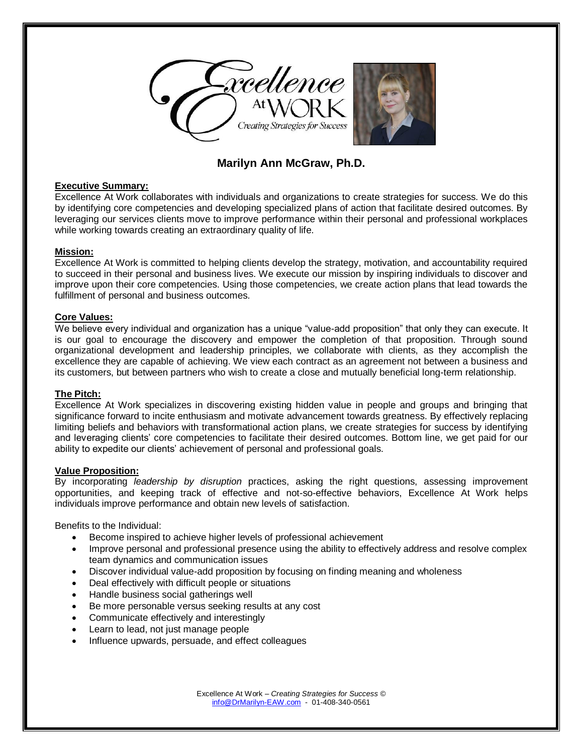# Marilyn Ann McGraw, Ph.D.

**Executive Summary:**

Excellence At Work collaborates with individuals and organizations to create strategies for success. We do this by identifying core competencies and developing specialized plans of action that facilitate desired outcomes. By leveraging our services clients move to improve performance within their personal and professional workplaces while working towards creating an extraordinary quality of life.

**Mission:**

Excellence At Work is committed to helping clients develop the strategy, motivation, and accountability required to succeed in their personal and business lives. We execute our mission by inspiring individuals to discover and improve upon their core competencies. Using those competencies, we create action plans that lead towards the fulfillment of personal and business outcomes.

**Core Values:**

We believe every individual and organization has a unique "value-add proposition" that only they can execute. It is our goal to encourage the discovery and empower the completion of that proposition. Through sound organizational development and leadership principles, we collaborate with clients, as they accomplish the excellence they are capable of achieving. We view each contract as an agreement not between a business and its customers, but between partners who wish to create a close and mutually beneficial long-term relationship.

**The Pitch:**

Excellence At Work specializes in discovering existing hidden value in people and groups and bringing that significance forward to incite enthusiasm and motivate advancement towards greatness. By effectively replacing limiting beliefs and behaviors with transformational action plans, we create strategies for success by identifying and leveraging clients' core competencies to facilitate their desired outcomes. Bottom line, we get paid for our ability to expedite our clients' achievement of personal and professional goals.

**Value Proposition:**

By incorporating *leadership by disruption* practices, asking the right questions, assessing improvement opportunities, and keeping track of effective and not-so-effective behaviors, Excellence At Work helps individuals improve performance and obtain new levels of satisfaction.

Benefits to the Individual:

- Become inspired to achieve higher levels of professional achievement
- Improve personal and professional presence using the ability to effectively address and resolve complex team dynamics and communication issues
- Discover individual value-add proposition by focusing on finding meaning and wholeness
- Deal effectively with difficult people or situations
- Handle business social gatherings well
- Be more personable versus seeking results at any cost
- Communicate effectively and interestingly
- Learn to lead, not just manage people
- Influence upwards, persuade, and effect colleagues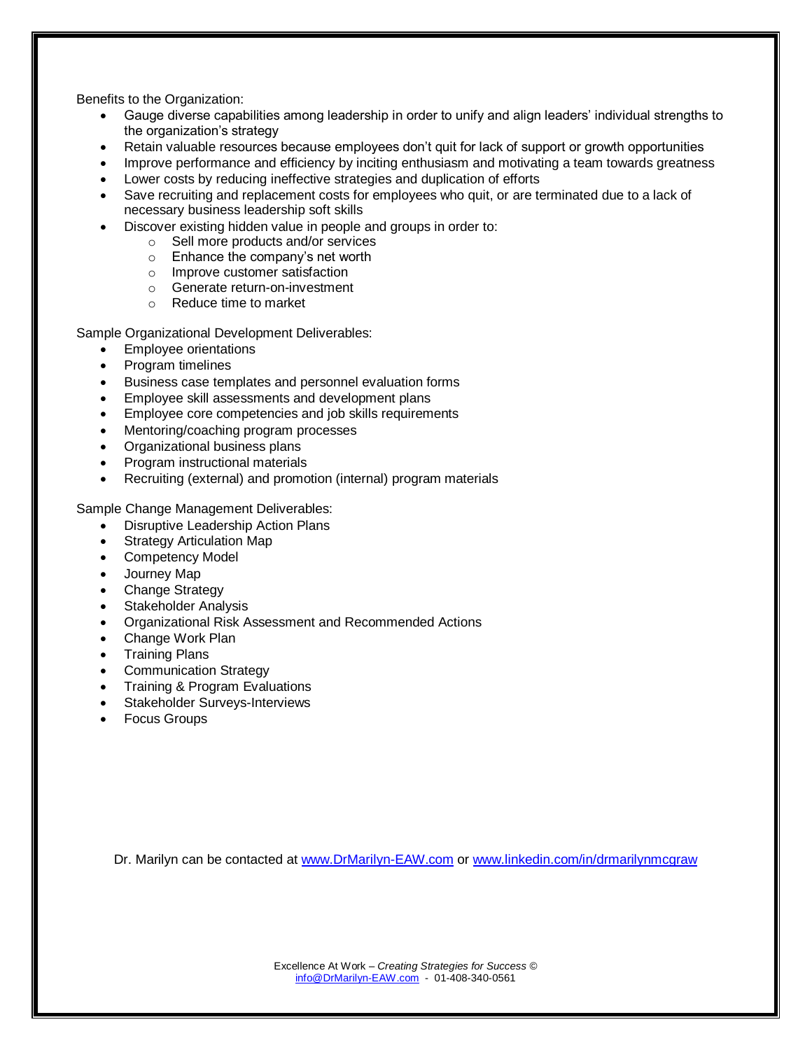Benefits to the Organization:

- Gauge diverse capabilities among leadership in order to unify and align leaders' individual strengths to the organization's strategy
- Retain valuable resources because employees don't quit for lack of support or growth opportunities
- Improve performance and efficiency by inciting enthusiasm and motivating a team towards greatness
- Lower costs by reducing ineffective strategies and duplication of efforts
- Save recruiting and replacement costs for employees who quit, or are terminated due to a lack of necessary business leadership soft skills
- Discover existing hidden value in people and groups in order to:
    - Sell more products and/or services
    - Enhance the company's net worth
    - Improve customer satisfaction
    - Generate return-on-investment
    - Reduce time to market

Sample Organizational Development Deliverables:

- Employee orientations
- Program timelines
- Business case templates and personnel evaluation forms
- Employee skill assessments and development plans
- Employee core competencies and job skills requirements
- Mentoring/coaching program processes
- Organizational business plans
- Program instructional materials
- Recruiting (external) and promotion (internal) program materials

Sample Change Management Deliverables:

- Disruptive Leadership Action Plans
- Strategy Articulation Map
- Competency Model
- Journey Map
- Change Strategy
- Stakeholder Analysis
- Organizational Risk Assessment and Recommended Actions
- Change Work Plan
- Training Plans
- Communication Strategy
- Training & Program Evaluations
- Stakeholder Surveys-Interviews
- Focus Groups

Dr. Marilyn can be contacted at [www.DrMarilyn-EAW.com](http://www.DrMarilyn-EAW.com) or [www.linkedin.com/in/drmarilynmcgraw](http://www.linkedin.com/in/drmarilynmcgraw)

Excellence At Work – *Creating Strategies for Success* ©
[info@DrMarilyn-EAW.com](mailto:info@DrMarilyn-EAW.com) - 01-408-340-0561